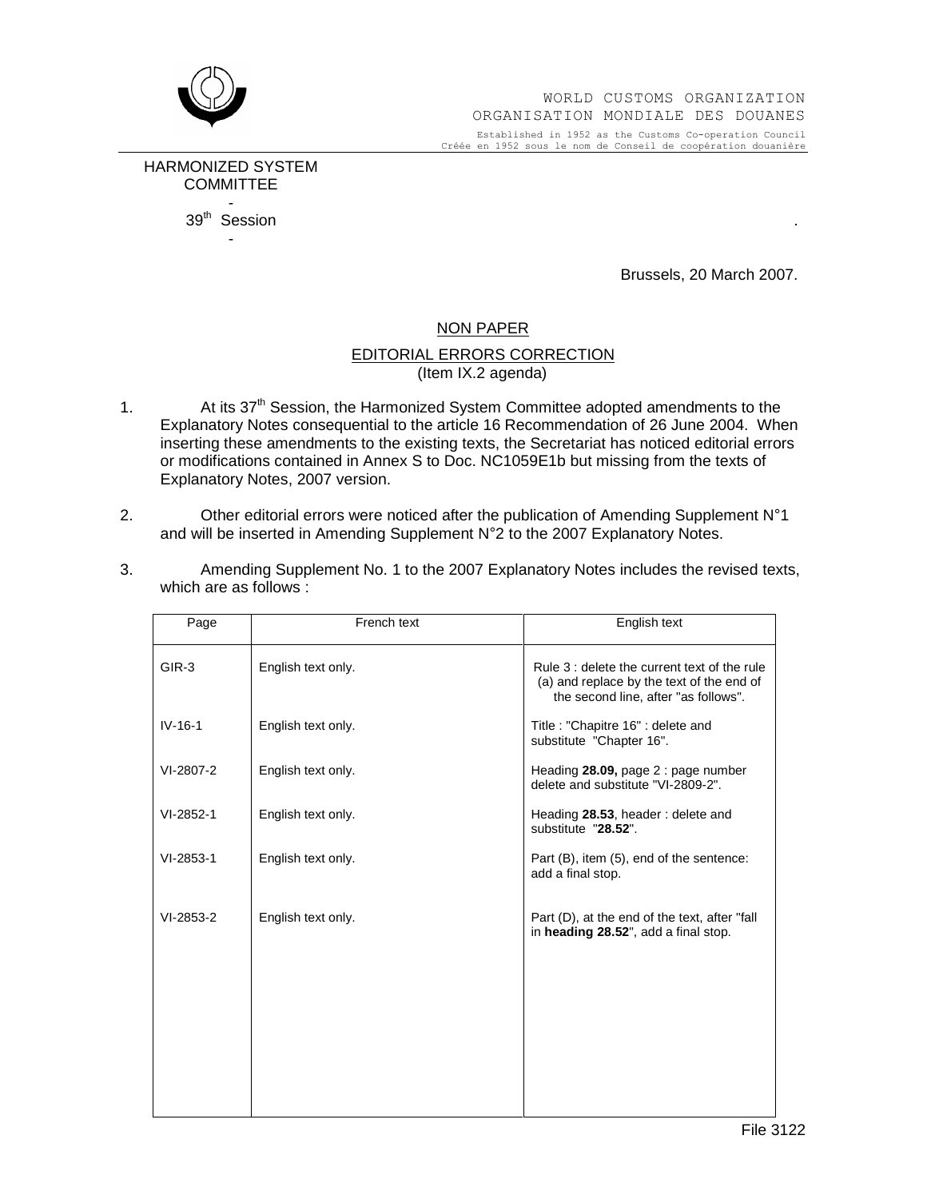WORLD CUSTOMS ORGANIZATION
ORGANISATION MONDIALE DES DOUANES

Established in 1952 as the Customs Co-operation Council
Créée en 1952 sous le nom de Conseil de coopération douanière

HARMONIZED SYSTEM COMMITTEE

-

39th Session

-

Brussels, 20 March 2007.

NON PAPER

EDITORIAL ERRORS CORRECTION
(Item IX.2 agenda)

1. At its 37th Session, the Harmonized System Committee adopted amendments to the Explanatory Notes consequential to the article 16 Recommendation of 26 June 2004. When inserting these amendments to the existing texts, the Secretariat has noticed editorial errors or modifications contained in Annex S to Doc. NC1059E1b but missing from the texts of Explanatory Notes, 2007 version.

2. Other editorial errors were noticed after the publication of Amending Supplement N°1 and will be inserted in Amending Supplement N°2 to the 2007 Explanatory Notes.

3. Amending Supplement No. 1 to the 2007 Explanatory Notes includes the revised texts, which are as follows :

| Page | French text | English text |
|---|---|---|
| GIR-3 | English text only. | Rule 3 : delete the current text of the rule (a) and replace by the text of the end of the second line, after "as follows". |
| IV-16-1 | English text only. | Title : "Chapitre 16" : delete and substitute "Chapter 16". |
| VI-2807-2 | English text only. | Heading **28.09,** page 2 : page number delete and substitute "VI-2809-2". |
| VI-2852-1 | English text only. | Heading **28.53**, header : delete and substitute "**28.52**". |
| VI-2853-1 | English text only. | Part (B), item (5), end of the sentence: add a final stop. |
| VI-2853-2 | English text only. | Part (D), at the end of the text, after "fall in **heading 28.52**", add a final stop. |

File 3122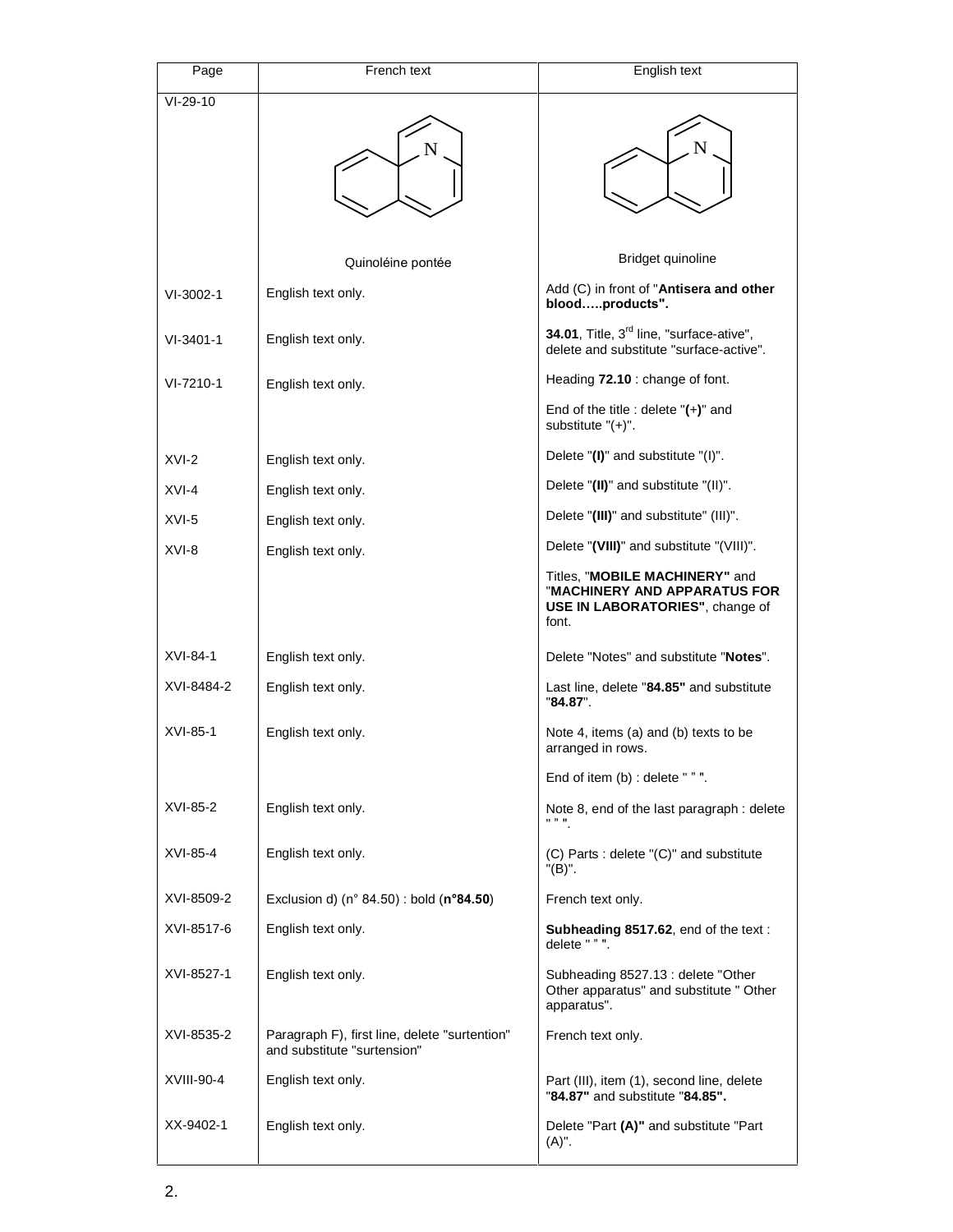| Page | French text | English text |
|---|---|---|
| VI-29-10 | Quinoléine pontée | Bridget quinoline |
| VI-3002-1 | English text only. | Add (C) in front of "**Antisera and other blood…..products".** |
| VI-3401-1 | English text only. | **34.01**, Title, 3rd line, "surface-ative", delete and substitute "surface-active". |
| VI-7210-1 | English text only. | Heading **72.10** : change of font. |
| | | End of the title : delete "**(+)**" and substitute "(+)". |
| XVI-2 | English text only. | Delete "**(I)**" and substitute "(I)". |
| XVI-4 | English text only. | Delete "**(II)**" and substitute "(II)". |
| XVI-5 | English text only. | Delete "**(III)**" and substitute" (III)". |
| XVI-8 | English text only. | Delete "**(VIII)**" and substitute "(VIII)". |
| | | Titles, "**MOBILE MACHINERY"** and "**MACHINERY AND APPARATUS FOR USE IN LABORATORIES"**, change of font. |
| XVI-84-1 | English text only. | Delete "Notes" and substitute "**Notes**". |
| XVI-8484-2 | English text only. | Last line, delete "**84.85"** and substitute "**84.87**". |
| XVI-85-1 | English text only. | Note 4, items (a) and (b) texts to be arranged in rows. |
| | | End of item (b) : delete " " ". |
| XVI-85-2 | English text only. | Note 8, end of the last paragraph : delete " " ". |
| XVI-85-4 | English text only. | (C) Parts : delete "(C)" and substitute "(B)". |
| XVI-8509-2 | Exclusion d) (n° 84.50) : bold (**n°84.50**) | French text only. |
| XVI-8517-6 | English text only. | **Subheading 8517.62**, end of the text : delete " " ". |
| XVI-8527-1 | English text only. | Subheading 8527.13 : delete "Other Other apparatus" and substitute " Other apparatus". |
| XVI-8535-2 | Paragraph F), first line, delete "surtention" and substitute "surtension" | French text only. |
| XVIII-90-4 | English text only. | Part (III), item (1), second line, delete "**84.87"** and substitute "**84.85".** |
| XX-9402-1 | English text only. | Delete "Part **(A)"** and substitute "Part (A)". |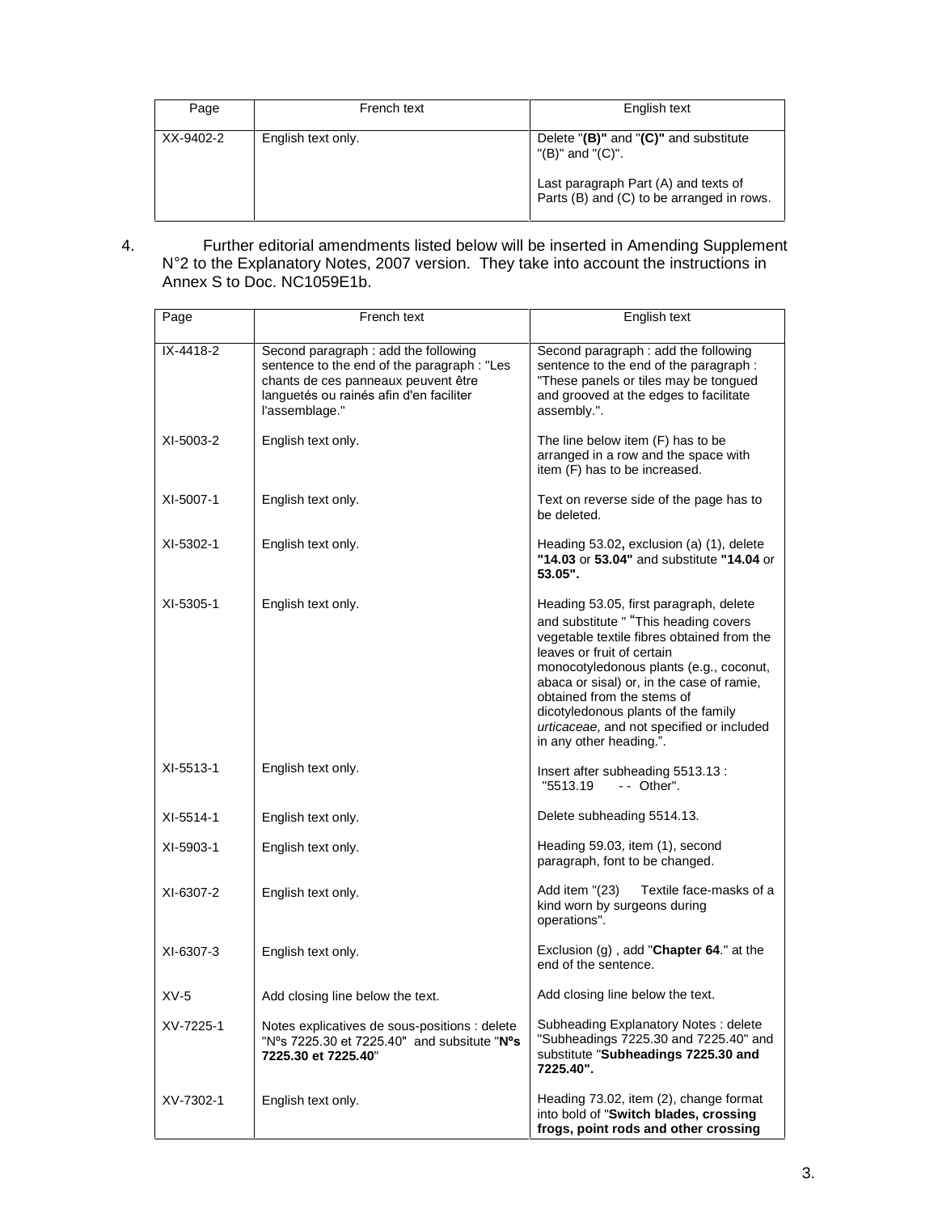| Page | French text | English text |
|---|---|---|
| XX-9402-2 | English text only. | Delete "**(B)"** and "**(C)"** and substitute "(B)" and "(C)".<br><br>Last paragraph Part (A) and texts of Parts (B) and (C) to be arranged in rows. |

4. Further editorial amendments listed below will be inserted in Amending Supplement N°2 to the Explanatory Notes, 2007 version. They take into account the instructions in Annex S to Doc. NC1059E1b.

| Page | French text | English text |
|---|---|---|
| IX-4418-2 | Second paragraph : add the following sentence to the end of the paragraph : "Les chants de ces panneaux peuvent être languetés ou rainés afin d'en faciliter l'assemblage." | Second paragraph : add the following sentence to the end of the paragraph : "These panels or tiles may be tongued and grooved at the edges to facilitate assembly.". |
| XI-5003-2 | English text only. | The line below item (F) has to be arranged in a row and the space with item (F) has to be increased. |
| XI-5007-1 | English text only. | Text on reverse side of the page has to be deleted. |
| XI-5302-1 | English text only. | Heading 53.02**,** exclusion (a) (1), delete **"14.03** or **53.04"** and substitute **"14.04** or **53.05".** |
| XI-5305-1 | English text only. | Heading 53.05, first paragraph, delete and substitute " "This heading covers vegetable textile fibres obtained from the leaves or fruit of certain monocotyledonous plants (e.g., coconut, abaca or sisal) or, in the case of ramie, obtained from the stems of dicotyledonous plants of the family *urticaceae*, and not specified or included in any other heading.". |
| XI-5513-1 | English text only. | Insert after subheading 5513.13 : "5513.19 - - Other". |
| XI-5514-1 | English text only. | Delete subheading 5514.13. |
| XI-5903-1 | English text only. | Heading 59.03, item (1), second paragraph, font to be changed. |
| XI-6307-2 | English text only. | Add item "(23) Textile face-masks of a kind worn by surgeons during operations". |
| XI-6307-3 | English text only. | Exclusion (g) , add "**Chapter 64**." at the end of the sentence. |
| XV-5 | Add closing line below the text. | Add closing line below the text. |
| XV-7225-1 | Notes explicatives de sous-positions : delete "Nºs 7225.30 et 7225.40" and subsitute "**Nºs 7225.30 et 7225.40**" | Subheading Explanatory Notes : delete "Subheadings 7225.30 and 7225.40" and substitute "**Subheadings 7225.30 and 7225.40".** |
| XV-7302-1 | English text only. | Heading 73.02, item (2), change format into bold of "**Switch blades, crossing frogs, point rods and other crossing** |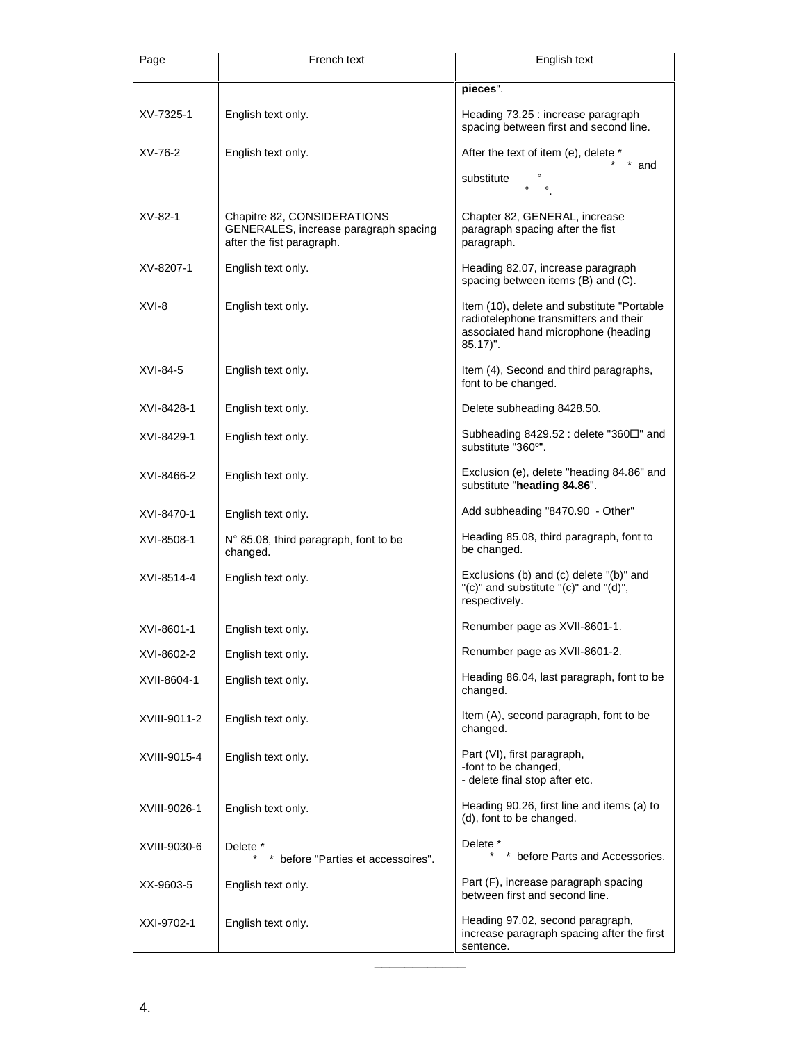| Page | French text | English text |
| --- | --- | --- |
| | | **pieces**". |
| XV-7325-1 | English text only. | Heading 73.25 : increase paragraph spacing between first and second line. |
| XV-76-2 | English text only. | After the text of item (e), delete * * * and substitute ° ° °. |
| XV-82-1 | Chapitre 82, CONSIDERATIONS GENERALES, increase paragraph spacing after the fist paragraph. | Chapter 82, GENERAL, increase paragraph spacing after the fist paragraph. |
| XV-8207-1 | English text only. | Heading 82.07, increase paragraph spacing between items (B) and (C). |
| XVI-8 | English text only. | Item (10), delete and substitute "Portable radiotelephone transmitters and their associated hand microphone (heading 85.17)". |
| XVI-84-5 | English text only. | Item (4), Second and third paragraphs, font to be changed. |
| XVI-8428-1 | English text only. | Delete subheading 8428.50. |
| XVI-8429-1 | English text only. | Subheading 8429.52 : delete "360☐" and substitute "360º". |
| XVI-8466-2 | English text only. | Exclusion (e), delete "heading 84.86" and substitute "**heading 84.86**". |
| XVI-8470-1 | English text only. | Add subheading "8470.90 - Other" |
| XVI-8508-1 | N° 85.08, third paragraph, font to be changed. | Heading 85.08, third paragraph, font to be changed. |
| XVI-8514-4 | English text only. | Exclusions (b) and (c) delete "(b)" and "(c)" and substitute "(c)" and "(d)", respectively. |
| XVI-8601-1 | English text only. | Renumber page as XVII-8601-1. |
| XVI-8602-2 | English text only. | Renumber page as XVII-8601-2. |
| XVII-8604-1 | English text only. | Heading 86.04, last paragraph, font to be changed. |
| XVIII-9011-2 | English text only. | Item (A), second paragraph, font to be changed. |
| XVIII-9015-4 | English text only. | Part (VI), first paragraph,<br>-font to be changed,<br>- delete final stop after etc. |
| XVIII-9026-1 | English text only. | Heading 90.26, first line and items (a) to (d), font to be changed. |
| XVIII-9030-6 | Delete * * * before "Parties et accessoires". | Delete * * * before Parts and Accessories. |
| XX-9603-5 | English text only. | Part (F), increase paragraph spacing between first and second line. |
| XXI-9702-1 | English text only. | Heading 97.02, second paragraph, increase paragraph spacing after the first sentence. |

_____________